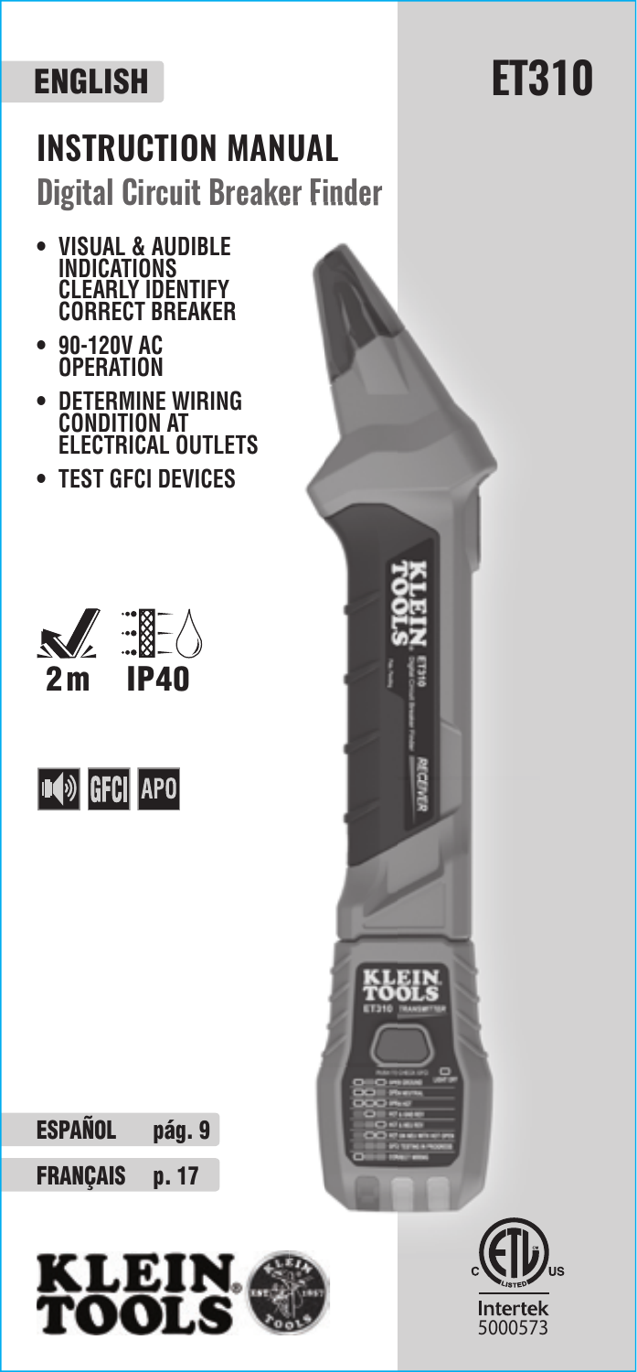ENGLISH

# ET310

## INSTRUCTION MANUAL

### Digital Circuit Breaker Finder

- VISUAL & AUDIBLE INDICATIONS CLEARLY IDENTIFY CORRECT BREAKER
- 90-120V AC OPERATION
- DETERMINE WIRING CONDITION AT ELECTRICAL OUTLETS
- TEST GFCI DEVICES

2 m IP40

GFCI APO

ESPAÑOL pág. 9

FRANÇAIS p. 17

Intertek 5000573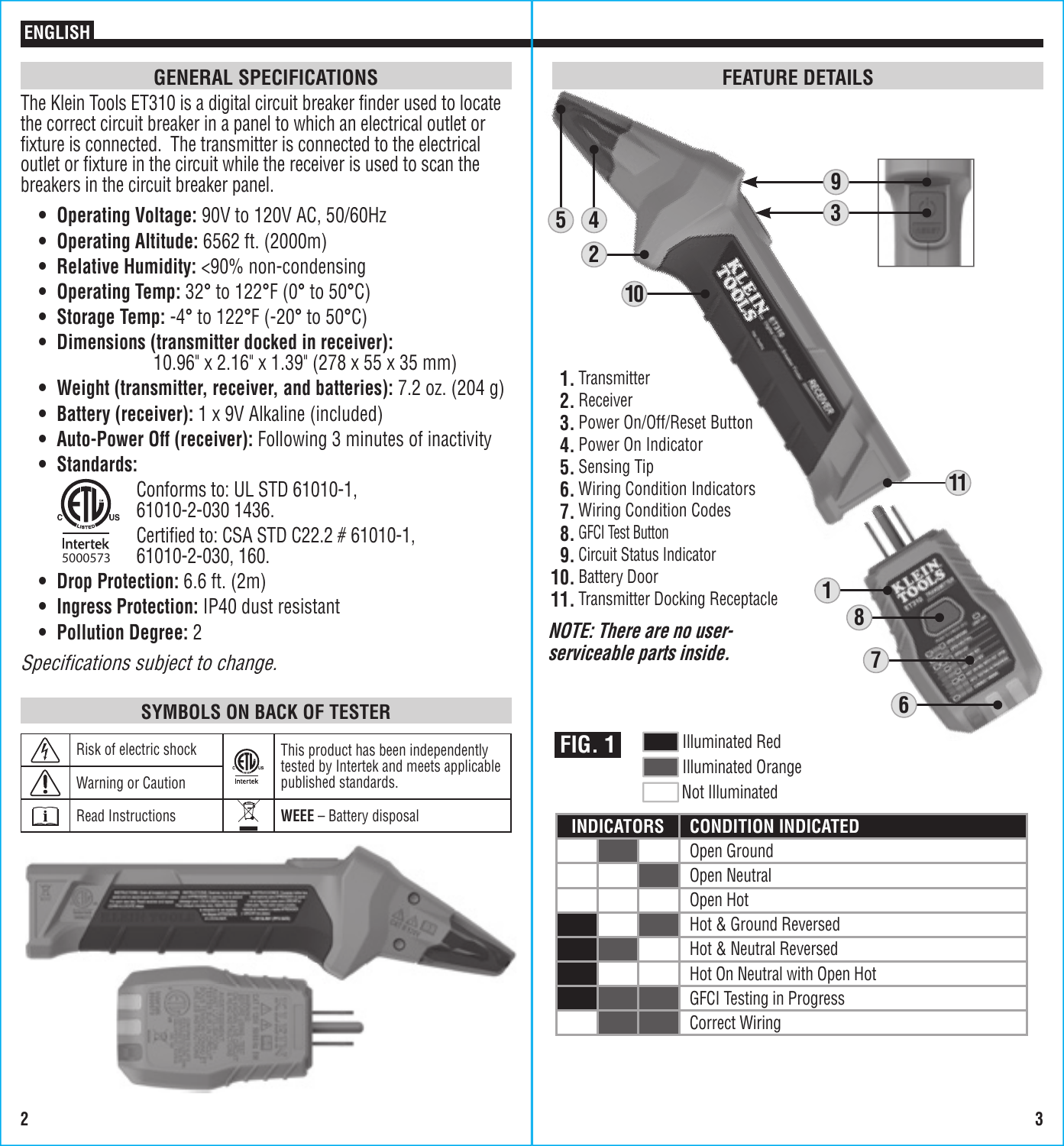ENGLISH

## GENERAL SPECIFICATIONS

The Klein Tools ET310 is a digital circuit breaker finder used to locate the correct circuit breaker in a panel to which an electrical outlet or fixture is connected. The transmitter is connected to the electrical outlet or fixture in the circuit while the receiver is used to scan the breakers in the circuit breaker panel.

- **Operating Voltage:** 90V to 120V AC, 50/60Hz
- **Operating Altitude:** 6562 ft. (2000m)
- **Relative Humidity:** <90% non-condensing
- **Operating Temp:** 32° to 122°F (0° to 50°C)
- **Storage Temp:** -4° to 122°F (-20° to 50°C)
- **Dimensions (transmitter docked in receiver):** 10.96" x 2.16" x 1.39" (278 x 55 x 35 mm)
- **Weight (transmitter, receiver, and batteries):** 7.2 oz. (204 g)
- **Battery (receiver):** 1 x 9V Alkaline (included)
- **Auto-Power Off (receiver):** Following 3 minutes of inactivity
- **Standards:**
  Intertek 5000573
  Conforms to: UL STD 61010-1, 61010-2-030 1436.
  Certified to: CSA STD C22.2 # 61010-1, 61010-2-030, 160.
- **Drop Protection:** 6.6 ft. (2m)
- **Ingress Protection:** IP40 dust resistant
- **Pollution Degree:** 2

*Specifications subject to change.*

## SYMBOLS ON BACK OF TESTER

| Symbol | Meaning | Symbol | Meaning |
|---|---|---|---|
| ⚡ | Risk of electric shock | ETL (Intertek) | This product has been independently tested by Intertek and meets applicable published standards. |
| ⚠ | Warning or Caution | | |
| i | Read Instructions | WEEE | **WEEE** – Battery disposal |

## FEATURE DETAILS

1. Transmitter
2. Receiver
3. Power On/Off/Reset Button
4. Power On Indicator
5. Sensing Tip
6. Wiring Condition Indicators
7. Wiring Condition Codes
8. GFCI Test Button
9. Circuit Status Indicator
10. Battery Door
11. Transmitter Docking Receptacle

***NOTE: There are no user-serviceable parts inside.***

**FIG. 1**

- ■ Illuminated Red
- ■ Illuminated Orange
- □ Not Illuminated

| INDICATORS | | | CONDITION INDICATED |
|---|---|---|---|
| Not Illuminated | Illuminated Orange | Not Illuminated | Open Ground |
| Not Illuminated | Not Illuminated | Illuminated Orange | Open Neutral |
| Not Illuminated | Not Illuminated | Not Illuminated | Open Hot |
| Illuminated Red | Not Illuminated | Illuminated Orange | Hot & Ground Reversed |
| Illuminated Red | Illuminated Orange | Not Illuminated | Hot & Neutral Reversed |
| Illuminated Red | Not Illuminated | Not Illuminated | Hot On Neutral with Open Hot |
| Illuminated Red | Illuminated Orange | Illuminated Orange | GFCI Testing in Progress |
| Not Illuminated | Illuminated Orange | Illuminated Orange | Correct Wiring |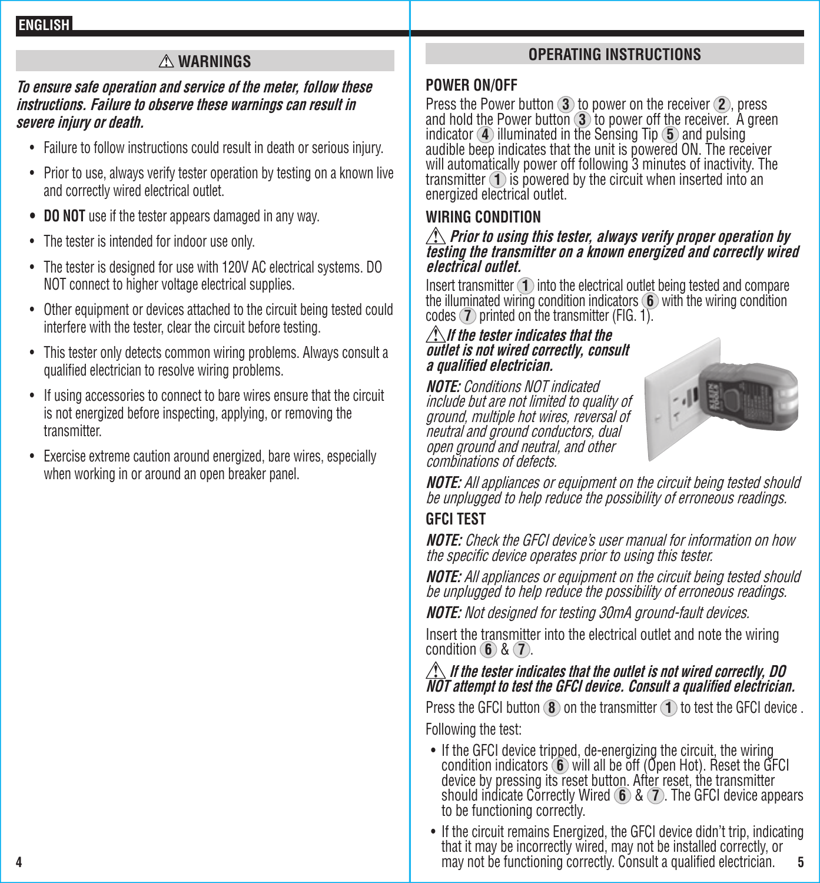## ⚠ WARNINGS

***To ensure safe operation and service of the meter, follow these instructions. Failure to observe these warnings can result in severe injury or death.***

- Failure to follow instructions could result in death or serious injury.
- Prior to use, always verify tester operation by testing on a known live and correctly wired electrical outlet.
- **DO NOT** use if the tester appears damaged in any way.
- The tester is intended for indoor use only.
- The tester is designed for use with 120V AC electrical systems. DO NOT connect to higher voltage electrical supplies.
- Other equipment or devices attached to the circuit being tested could interfere with the tester, clear the circuit before testing.
- This tester only detects common wiring problems. Always consult a qualified electrician to resolve wiring problems.
- If using accessories to connect to bare wires ensure that the circuit is not energized before inspecting, applying, or removing the transmitter.
- Exercise extreme caution around energized, bare wires, especially when working in or around an open breaker panel.

## OPERATING INSTRUCTIONS

### POWER ON/OFF

Press the Power button (3) to power on the receiver (2), press and hold the Power button (3) to power off the receiver. A green indicator (4) illuminated in the Sensing Tip (5) and pulsing audible beep indicates that the unit is powered ON. The receiver will automatically power off following 3 minutes of inactivity. The transmitter (1) is powered by the circuit when inserted into an energized electrical outlet.

### WIRING CONDITION

⚠ ***Prior to using this tester, always verify proper operation by testing the transmitter on a known energized and correctly wired electrical outlet.***

Insert transmitter (1) into the electrical outlet being tested and compare the illuminated wiring condition indicators (6) with the wiring condition codes (7) printed on the transmitter (FIG. 1).

⚠ ***If the tester indicates that the outlet is not wired correctly, consult a qualified electrician.***

***NOTE:*** *Conditions NOT indicated include but are not limited to quality of ground, multiple hot wires, reversal of neutral and ground conductors, dual open ground and neutral, and other combinations of defects.*

***NOTE:*** *All appliances or equipment on the circuit being tested should be unplugged to help reduce the possibility of erroneous readings.*

### GFCI TEST

***NOTE:*** *Check the GFCI device's user manual for information on how the specific device operates prior to using this tester.*

***NOTE:*** *All appliances or equipment on the circuit being tested should be unplugged to help reduce the possibility of erroneous readings.*

***NOTE:*** *Not designed for testing 30mA ground-fault devices.*

Insert the transmitter into the electrical outlet and note the wiring condition (6) & (7).

⚠ ***If the tester indicates that the outlet is not wired correctly, DO NOT attempt to test the GFCI device. Consult a qualified electrician.***

Press the GFCI button (8) on the transmitter (1) to test the GFCI device .

Following the test:

- If the GFCI device tripped, de-energizing the circuit, the wiring condition indicators (6) will all be off (Open Hot). Reset the GFCI device by pressing its reset button. After reset, the transmitter should indicate Correctly Wired (6) & (7). The GFCI device appears to be functioning correctly.
- If the circuit remains Energized, the GFCI device didn't trip, indicating that it may be incorrectly wired, may not be installed correctly, or may not be functioning correctly. Consult a qualified electrician.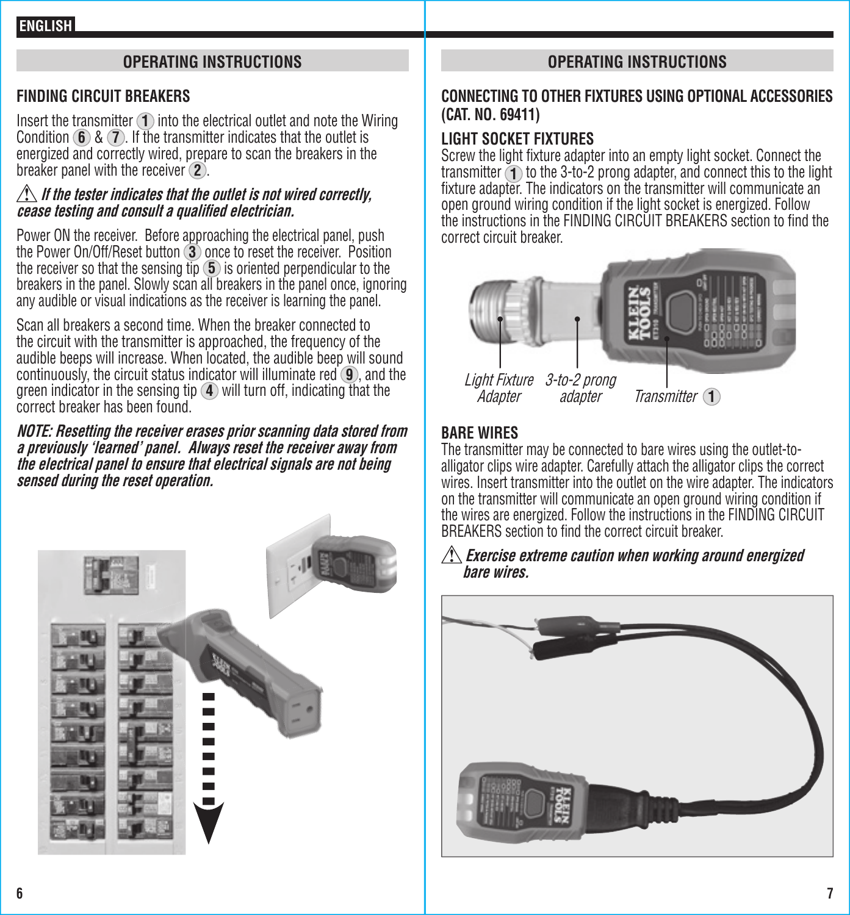## OPERATING INSTRUCTIONS

### FINDING CIRCUIT BREAKERS

Insert the transmitter (1) into the electrical outlet and note the Wiring Condition (6) & (7). If the transmitter indicates that the outlet is energized and correctly wired, prepare to scan the breakers in the breaker panel with the receiver (2).

⚠ ***If the tester indicates that the outlet is not wired correctly, cease testing and consult a qualified electrician.***

Power ON the receiver. Before approaching the electrical panel, push the Power On/Off/Reset button (3) once to reset the receiver. Position the receiver so that the sensing tip (5) is oriented perpendicular to the breakers in the panel. Slowly scan all breakers in the panel once, ignoring any audible or visual indications as the receiver is learning the panel.

Scan all breakers a second time. When the breaker connected to the circuit with the transmitter is approached, the frequency of the audible beeps will increase. When located, the audible beep will sound continuously, the circuit status indicator will illuminate red (9), and the green indicator in the sensing tip (4) will turn off, indicating that the correct breaker has been found.

***NOTE: Resetting the receiver erases prior scanning data stored from a previously 'learned' panel. Always reset the receiver away from the electrical panel to ensure that electrical signals are not being sensed during the reset operation.***

## OPERATING INSTRUCTIONS

### CONNECTING TO OTHER FIXTURES USING OPTIONAL ACCESSORIES (CAT. NO. 69411)

### LIGHT SOCKET FIXTURES

Screw the light fixture adapter into an empty light socket. Connect the transmitter (1) to the 3-to-2 prong adapter, and connect this to the light fixture adapter. The indicators on the transmitter will communicate an open ground wiring condition if the light socket is energized. Follow the instructions in the FINDING CIRCUIT BREAKERS section to find the correct circuit breaker.

*Light Fixture Adapter* — *3-to-2 prong adapter* — *Transmitter (1)*

### BARE WIRES

The transmitter may be connected to bare wires using the outlet-to-alligator clips wire adapter. Carefully attach the alligator clips the correct wires. Insert transmitter into the outlet on the wire adapter. The indicators on the transmitter will communicate an open ground wiring condition if the wires are energized. Follow the instructions in the FINDING CIRCUIT BREAKERS section to find the correct circuit breaker.

⚠ ***Exercise extreme caution when working around energized bare wires.***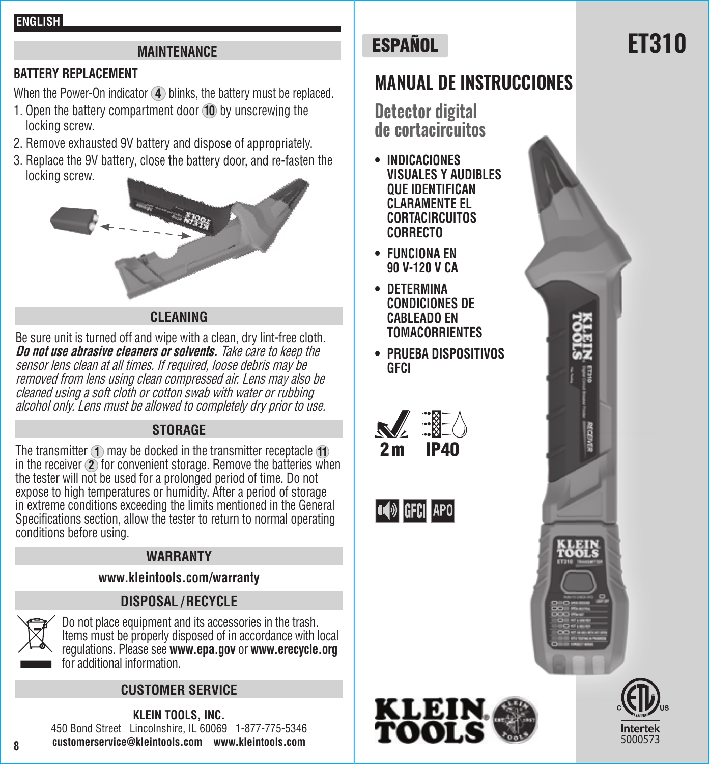ENGLISH

## MAINTENANCE

### BATTERY REPLACEMENT

When the Power-On indicator (4) blinks, the battery must be replaced.

1. Open the battery compartment door (10) by unscrewing the locking screw.
2. Remove exhausted 9V battery and dispose of appropriately.
3. Replace the 9V battery, close the battery door, and re-fasten the locking screw.

## CLEANING

Be sure unit is turned off and wipe with a clean, dry lint-free cloth. ***Do not use abrasive cleaners or solvents.*** *Take care to keep the sensor lens clean at all times. If required, loose debris may be removed from lens using clean compressed air. Lens may also be cleaned using a soft cloth or cotton swab with water or rubbing alcohol only. Lens must be allowed to completely dry prior to use.*

## STORAGE

The transmitter (1) may be docked in the transmitter receptacle (11) in the receiver (2) for convenient storage. Remove the batteries when the tester will not be used for a prolonged period of time. Do not expose to high temperatures or humidity. After a period of storage in extreme conditions exceeding the limits mentioned in the General Specifications section, allow the tester to return to normal operating conditions before using.

## WARRANTY

**www.kleintools.com/warranty**

## DISPOSAL / RECYCLE

Do not place equipment and its accessories in the trash. Items must be properly disposed of in accordance with local regulations. Please see **www.epa.gov** or **www.erecycle.org** for additional information.

## CUSTOMER SERVICE

**KLEIN TOOLS, INC.**

450 Bond Street Lincolnshire, IL 60069 1-877-775-5346

**customerservice@kleintools.com** **www.kleintools.com**

---

ESPAÑOL

# ET310

# MANUAL DE INSTRUCCIONES

## Detector digital de cortacircuitos

- **INDICACIONES VISUALES Y AUDIBLES QUE IDENTIFICAN CLARAMENTE EL CORTACIRCUITOS CORRECTO**
- **FUNCIONA EN 90 V-120 V CA**
- **DETERMINA CONDICIONES DE CABLEADO EN TOMACORRIENTES**
- **PRUEBA DISPOSITIVOS GFCI**

2 m IP40

GFCI APO

KLEIN TOOLS

Intertek 5000573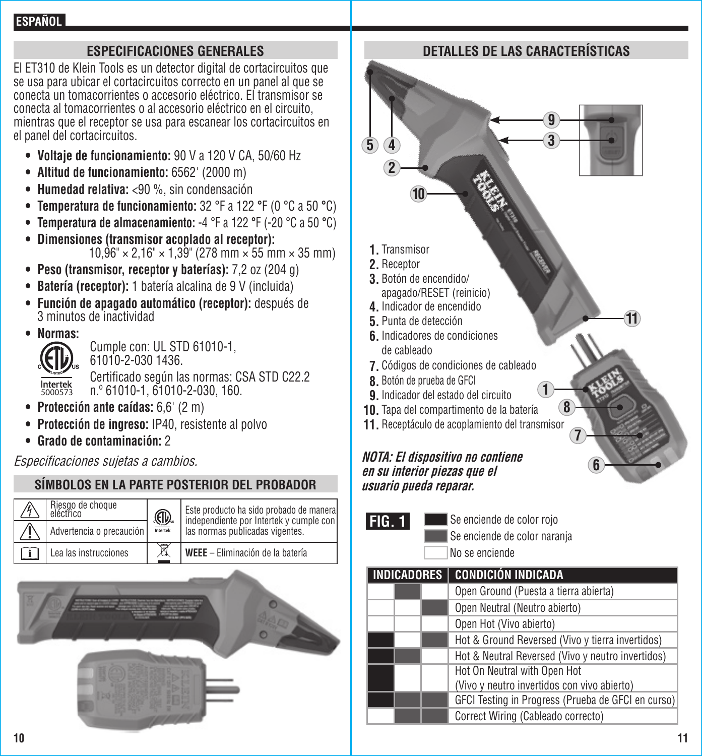ESPAÑOL

## ESPECIFICACIONES GENERALES

El ET310 de Klein Tools es un detector digital de cortacircuitos que se usa para ubicar el cortacircuitos correcto en un panel al que se conecta un tomacorrientes o accesorio eléctrico. El transmisor se conecta al tomacorrientes o al accesorio eléctrico en el circuito, mientras que el receptor se usa para escanear los cortacircuitos en el panel del cortacircuitos.

- **Voltaje de funcionamiento:** 90 V a 120 V CA, 50/60 Hz
- **Altitud de funcionamiento:** 6562' (2000 m)
- **Humedad relativa:** <90 %, sin condensación
- **Temperatura de funcionamiento:** 32 °F a 122 °F (0 °C a 50 °C)
- **Temperatura de almacenamiento:** -4 °F a 122 °F (-20 °C a 50 °C)
- **Dimensiones (transmisor acoplado al receptor):** 10,96" × 2,16" × 1,39" (278 mm × 55 mm × 35 mm)
- **Peso (transmisor, receptor y baterías):** 7,2 oz (204 g)
- **Batería (receptor):** 1 batería alcalina de 9 V (incluida)
- **Función de apagado automático (receptor):** después de 3 minutos de inactividad
- **Normas:**
  Intertek 5000573
  Cumple con: UL STD 61010-1, 61010-2-030 1436.
  Certificado según las normas: CSA STD C22.2 n.º 61010-1, 61010-2-030, 160.
- **Protección ante caídas:** 6,6' (2 m)
- **Protección de ingreso:** IP40, resistente al polvo
- **Grado de contaminación:** 2

*Especificaciones sujetas a cambios.*

## SÍMBOLOS EN LA PARTE POSTERIOR DEL PROBADOR

| Símbolo | Descripción | Símbolo | Descripción |
|---|---|---|---|
| ⚡ | Riesgo de choque eléctrico | ETL Intertek | Este producto ha sido probado de manera independiente por Intertek y cumple con las normas publicadas vigentes. |
| ⚠ | Advertencia o precaución | | |
| i | Lea las instrucciones | WEEE | **WEEE** – Eliminación de la batería |

## DETALLES DE LAS CARACTERÍSTICAS

1. Transmisor
2. Receptor
3. Botón de encendido/apagado/RESET (reinicio)
4. Indicador de encendido
5. Punta de detección
6. Indicadores de condiciones de cableado
7. Códigos de condiciones de cableado
8. Botón de prueba de GFCI
9. Indicador del estado del circuito
10. Tapa del compartimento de la batería
11. Receptáculo de acoplamiento del transmisor

***NOTA: El dispositivo no contiene en su interior piezas que el usuario pueda reparar.***

**FIG. 1**

- ■ Se enciende de color rojo
- ■ Se enciende de color naranja
- □ No se enciende

| INDICADORES | | | CONDICIÓN INDICADA |
|---|---|---|---|
| No se enciende | Naranja | No se enciende | Open Ground (Puesta a tierra abierta) |
| No se enciende | No se enciende | Naranja | Open Neutral (Neutro abierto) |
| No se enciende | No se enciende | No se enciende | Open Hot (Vivo abierto) |
| Rojo | No se enciende | Naranja | Hot & Ground Reversed (Vivo y tierra invertidos) |
| Rojo | Naranja | No se enciende | Hot & Neutral Reversed (Vivo y neutro invertidos) |
| Rojo | No se enciende | No se enciende | Hot On Neutral with Open Hot (Vivo y neutro invertidos con vivo abierto) |
| Rojo | Naranja | Naranja | GFCI Testing in Progress (Prueba de GFCI en curso) |
| No se enciende | Naranja | Naranja | Correct Wiring (Cableado correcto) |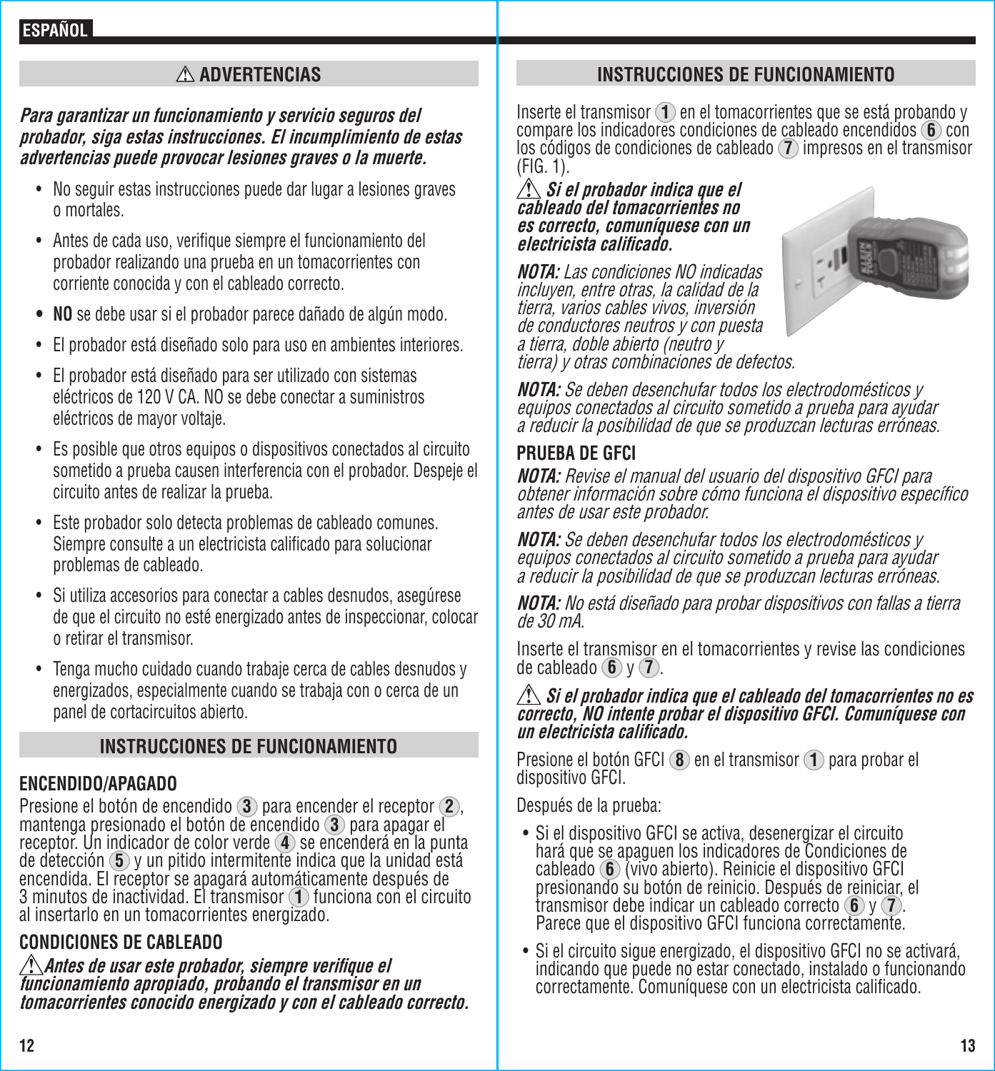## ⚠ ADVERTENCIAS

***Para garantizar un funcionamiento y servicio seguros del probador, siga estas instrucciones. El incumplimiento de estas advertencias puede provocar lesiones graves o la muerte.***

- No seguir estas instrucciones puede dar lugar a lesiones graves o mortales.
- Antes de cada uso, verifique siempre el funcionamiento del probador realizando una prueba en un tomacorrientes con corriente conocida y con el cableado correcto.
- **NO** se debe usar si el probador parece dañado de algún modo.
- El probador está diseñado solo para uso en ambientes interiores.
- El probador está diseñado para ser utilizado con sistemas eléctricos de 120 V CA. NO se debe conectar a suministros eléctricos de mayor voltaje.
- Es posible que otros equipos o dispositivos conectados al circuito sometido a prueba causen interferencia con el probador. Despeje el circuito antes de realizar la prueba.
- Este probador solo detecta problemas de cableado comunes. Siempre consulte a un electricista calificado para solucionar problemas de cableado.
- Si utiliza accesorios para conectar a cables desnudos, asegúrese de que el circuito no esté energizado antes de inspeccionar, colocar o retirar el transmisor.
- Tenga mucho cuidado cuando trabaje cerca de cables desnudos y energizados, especialmente cuando se trabaja con o cerca de un panel de cortacircuitos abierto.

## INSTRUCCIONES DE FUNCIONAMIENTO

### ENCENDIDO/APAGADO

Presione el botón de encendido 3 para encender el receptor 2, mantenga presionado el botón de encendido 3 para apagar el receptor. Un indicador de color verde 4 se encenderá en la punta de detección 5 y un pitido intermitente indica que la unidad está encendida. El receptor se apagará automáticamente después de 3 minutos de inactividad. El transmisor 1 funciona con el circuito al insertarlo en un tomacorrientes energizado.

### CONDICIONES DE CABLEADO

⚠ ***Antes de usar este probador, siempre verifique el funcionamiento apropiado, probando el transmisor en un tomacorrientes conocido energizado y con el cableado correcto.***

## INSTRUCCIONES DE FUNCIONAMIENTO

Inserte el transmisor 1 en el tomacorrientes que se está probando y compare los indicadores condiciones de cableado encendidos 6 con los códigos de condiciones de cableado 7 impresos en el transmisor (FIG. 1).

⚠ ***Si el probador indica que el cableado del tomacorrientes no es correcto, comuníquese con un electricista calificado.***

***NOTA:*** *Las condiciones NO indicadas incluyen, entre otras, la calidad de la tierra, varios cables vivos, inversión de conductores neutros y con puesta a tierra, doble abierto (neutro y tierra) y otras combinaciones de defectos.*

***NOTA:*** *Se deben desenchufar todos los electrodomésticos y equipos conectados al circuito sometido a prueba para ayudar a reducir la posibilidad de que se produzcan lecturas erróneas.*

### PRUEBA DE GFCI

***NOTA:*** *Revise el manual del usuario del dispositivo GFCI para obtener información sobre cómo funciona el dispositivo específico antes de usar este probador.*

***NOTA:*** *Se deben desenchufar todos los electrodomésticos y equipos conectados al circuito sometido a prueba para ayudar a reducir la posibilidad de que se produzcan lecturas erróneas.*

***NOTA:*** *No está diseñado para probar dispositivos con fallas a tierra de 30 mA.*

Inserte el transmisor en el tomacorrientes y revise las condiciones de cableado 6 y 7.

⚠ ***Si el probador indica que el cableado del tomacorrientes no es correcto, NO intente probar el dispositivo GFCI. Comuníquese con un electricista calificado.***

Presione el botón GFCI 8 en el transmisor 1 para probar el dispositivo GFCI.

Después de la prueba:

- Si el dispositivo GFCI se activa, desenergizar el circuito hará que se apaguen los indicadores de Condiciones de cableado 6 (vivo abierto). Reinicie el dispositivo GFCI presionando su botón de reinicio. Después de reiniciar, el transmisor debe indicar un cableado correcto 6 y 7. Parece que el dispositivo GFCI funciona correctamente.
- Si el circuito sigue energizado, el dispositivo GFCI no se activará, indicando que puede no estar conectado, instalado o funcionando correctamente. Comuníquese con un electricista calificado.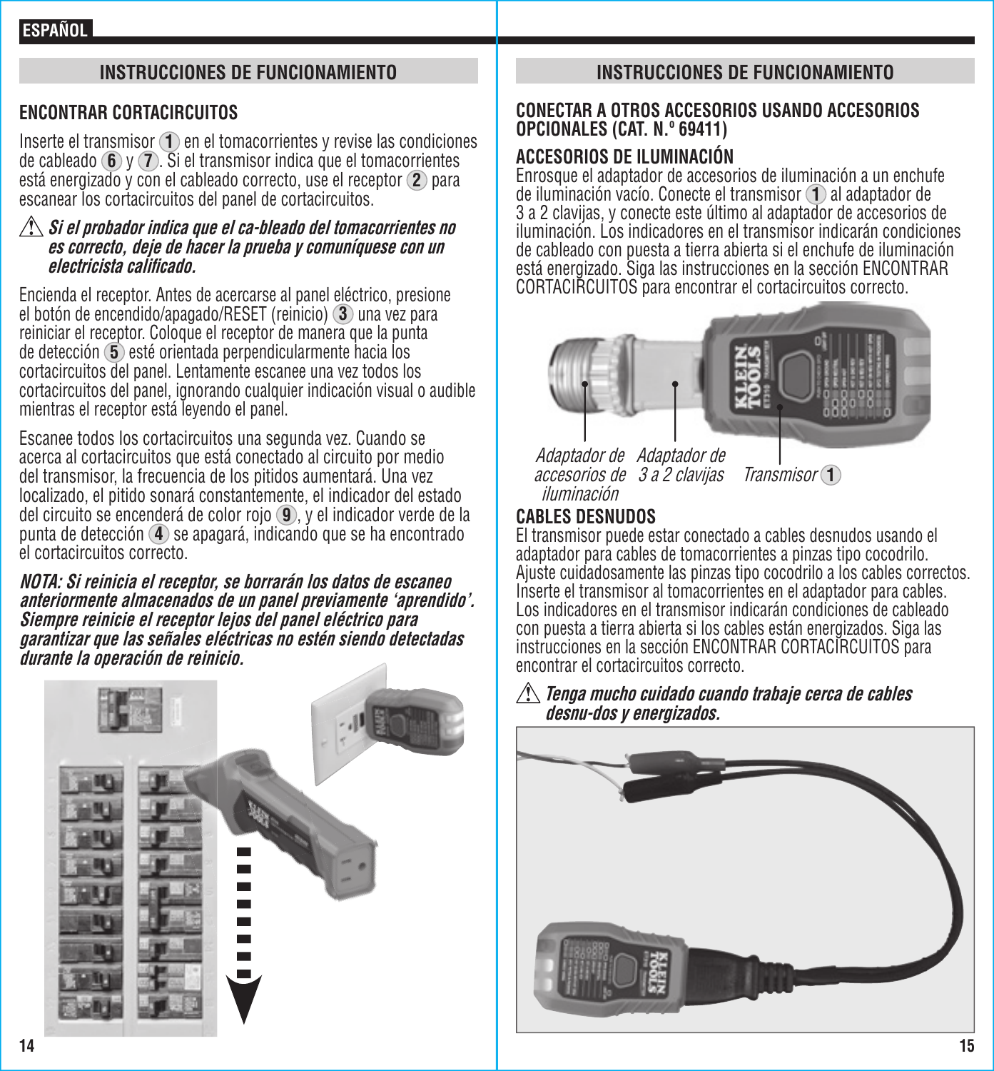**ESPAÑOL**

## INSTRUCCIONES DE FUNCIONAMIENTO

### ENCONTRAR CORTACIRCUITOS

Inserte el transmisor (1) en el tomacorrientes y revise las condiciones de cableado (6) y (7). Si el transmisor indica que el tomacorrientes está energizado y con el cableado correcto, use el receptor (2) para escanear los cortacircuitos del panel de cortacircuitos.

⚠ ***Si el probador indica que el ca-bleado del tomacorrientes no es correcto, deje de hacer la prueba y comuníquese con un electricista calificado.***

Encienda el receptor. Antes de acercarse al panel eléctrico, presione el botón de encendido/apagado/RESET (reinicio) (3) una vez para reiniciar el receptor. Coloque el receptor de manera que la punta de detección (5) esté orientada perpendicularmente hacia los cortacircuitos del panel. Lentamente escanee una vez todos los cortacircuitos del panel, ignorando cualquier indicación visual o audible mientras el receptor está leyendo el panel.

Escanee todos los cortacircuitos una segunda vez. Cuando se acerca al cortacircuitos que está conectado al circuito por medio del transmisor, la frecuencia de los pitidos aumentará. Una vez localizado, el pitido sonará constantemente, el indicador del estado del circuito se encenderá de color rojo (9), y el indicador verde de la punta de detección (4) se apagará, indicando que se ha encontrado el cortacircuitos correcto.

***NOTA: Si reinicia el receptor, se borrarán los datos de escaneo anteriormente almacenados de un panel previamente 'aprendido'. Siempre reinicie el receptor lejos del panel eléctrico para garantizar que las señales eléctricas no estén siendo detectadas durante la operación de reinicio.***

## INSTRUCCIONES DE FUNCIONAMIENTO

### CONECTAR A OTROS ACCESORIOS USANDO ACCESORIOS OPCIONALES (CAT. N.º 69411)

### ACCESORIOS DE ILUMINACIÓN

Enrosque el adaptador de accesorios de iluminación a un enchufe de iluminación vacío. Conecte el transmisor (1) al adaptador de 3 a 2 clavijas, y conecte este último al adaptador de accesorios de iluminación. Los indicadores en el transmisor indicarán condiciones de cableado con puesta a tierra abierta si el enchufe de iluminación está energizado. Siga las instrucciones en la sección ENCONTRAR CORTACIRCUITOS para encontrar el cortacircuitos correcto.

*Adaptador de accesorios de iluminación* — *Adaptador de 3 a 2 clavijas* — *Transmisor* (1)

### CABLES DESNUDOS

El transmisor puede estar conectado a cables desnudos usando el adaptador para cables de tomacorrientes a pinzas tipo cocodrilo. Ajuste cuidadosamente las pinzas tipo cocodrilo a los cables correctos. Inserte el transmisor al tomacorrientes en el adaptador para cables. Los indicadores en el transmisor indicarán condiciones de cableado con puesta a tierra abierta si los cables están energizados. Siga las instrucciones en la sección ENCONTRAR CORTACIRCUITOS para encontrar el cortacircuitos correcto.

⚠ ***Tenga mucho cuidado cuando trabaje cerca de cables desnu-dos y energizados.***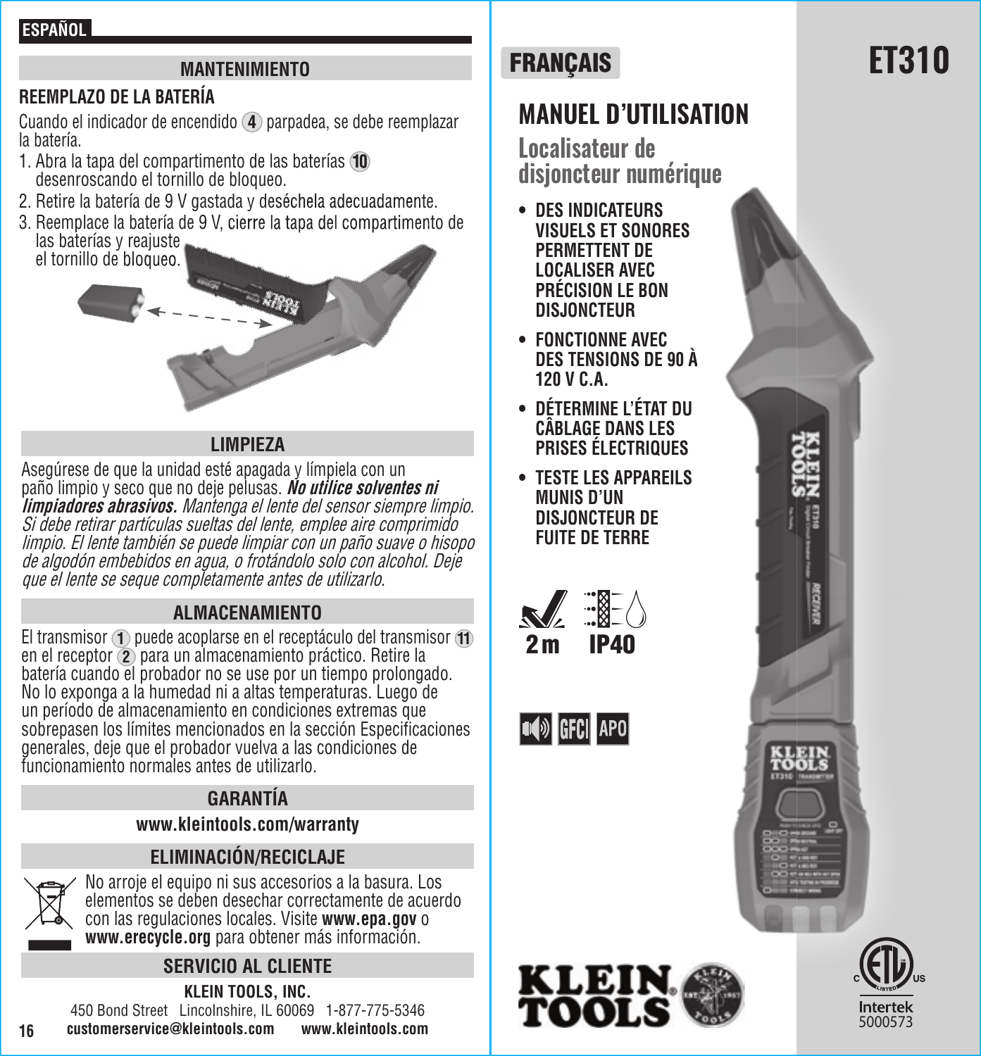## ESPAÑOL

### MANTENIMIENTO

#### REEMPLAZO DE LA BATERÍA

Cuando el indicador de encendido (4) parpadea, se debe reemplazar la batería.

1. Abra la tapa del compartimento de las baterías (10) desenroscando el tornillo de bloqueo.
2. Retire la batería de 9 V gastada y deséchela adecuadamente.
3. Reemplace la batería de 9 V, cierre la tapa del compartimento de las baterías y reajuste el tornillo de bloqueo.

### LIMPIEZA

Asegúrese de que la unidad esté apagada y límpiela con un paño limpio y seco que no deje pelusas. ***No utilice solventes ni limpiadores abrasivos.*** *Mantenga el lente del sensor siempre limpio. Si debe retirar partículas sueltas del lente, emplee aire comprimido limpio. El lente también se puede limpiar con un paño suave o hisopo de algodón embebidos en agua, o frotándolo solo con alcohol. Deje que el lente se seque completamente antes de utilizarlo.*

### ALMACENAMIENTO

El transmisor (1) puede acoplarse en el receptáculo del transmisor (11) en el receptor (2) para un almacenamiento práctico. Retire la batería cuando el probador no se use por un tiempo prolongado. No lo exponga a la humedad ni a altas temperaturas. Luego de un período de almacenamiento en condiciones extremas que sobrepasen los límites mencionados en la sección Especificaciones generales, deje que el probador vuelva a las condiciones de funcionamiento normales antes de utilizarlo.

### GARANTÍA

**www.kleintools.com/warranty**

### ELIMINACIÓN/RECICLAJE

No arroje el equipo ni sus accesorios a la basura. Los elementos se deben desechar correctamente de acuerdo con las regulaciones locales. Visite **www.epa.gov** o **www.erecycle.org** para obtener más información.

### SERVICIO AL CLIENTE

**KLEIN TOOLS, INC.**

450 Bond Street Lincolnshire, IL 60069 1-877-775-5346

**customerservice@kleintools.com** **www.kleintools.com**

## FRANÇAIS

# ET310

# MANUEL D'UTILISATION

## Localisateur de disjoncteur numérique

- **DES INDICATEURS VISUELS ET SONORES PERMETTENT DE LOCALISER AVEC PRÉCISION LE BON DISJONCTEUR**
- **FONCTIONNE AVEC DES TENSIONS DE 90 À 120 V C.A.**
- **DÉTERMINE L'ÉTAT DU CÂBLAGE DANS LES PRISES ÉLECTRIQUES**
- **TESTE LES APPAREILS MUNIS D'UN DISJONCTEUR DE FUITE DE TERRE**

2 m IP40

GFCI APO

Intertek 5000573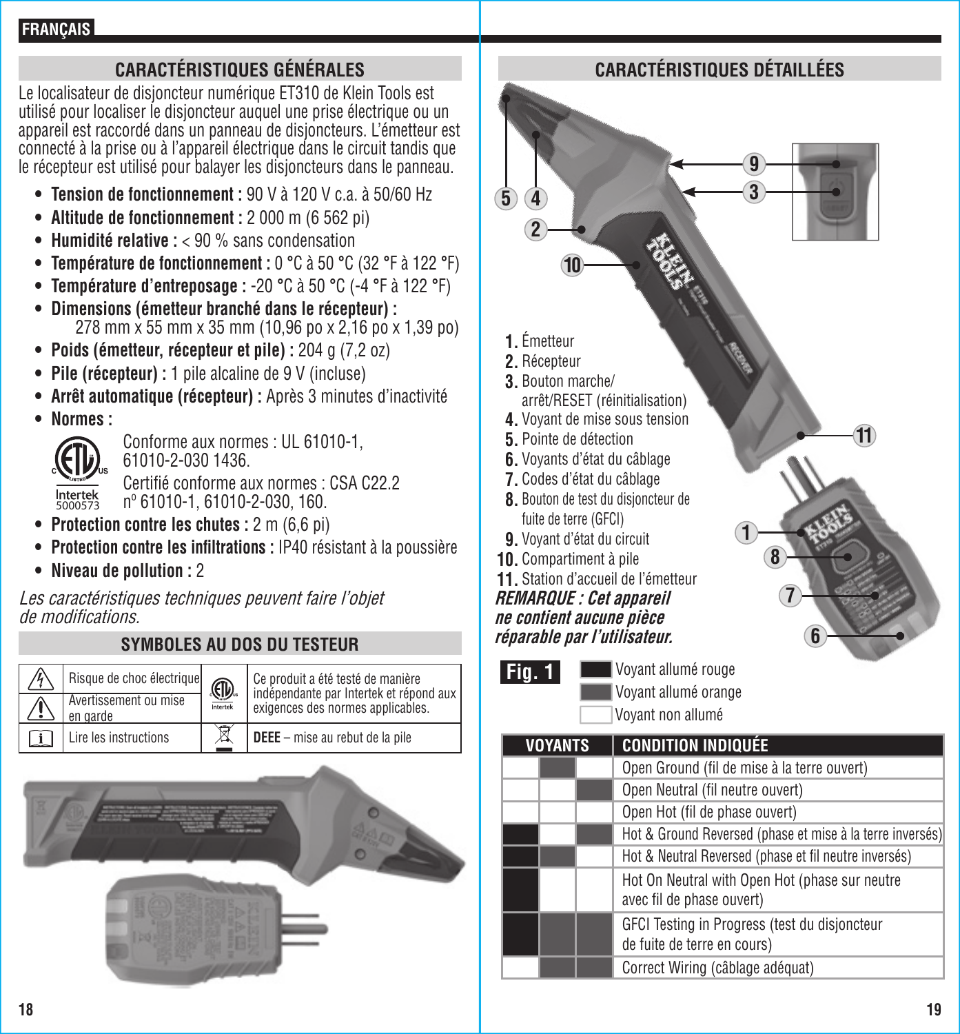FRANÇAIS

## CARACTÉRISTIQUES GÉNÉRALES

Le localisateur de disjoncteur numérique ET310 de Klein Tools est utilisé pour localiser le disjoncteur auquel une prise électrique ou un appareil est raccordé dans un panneau de disjoncteurs. L'émetteur est connecté à la prise ou à l'appareil électrique dans le circuit tandis que le récepteur est utilisé pour balayer les disjoncteurs dans le panneau.

- **Tension de fonctionnement :** 90 V à 120 V c.a. à 50/60 Hz
- **Altitude de fonctionnement :** 2 000 m (6 562 pi)
- **Humidité relative :** < 90 % sans condensation
- **Température de fonctionnement :** 0 °C à 50 °C (32 °F à 122 °F)
- **Température d'entreposage :** -20 °C à 50 °C (-4 °F à 122 °F)
- **Dimensions (émetteur branché dans le récepteur) :** 278 mm x 55 mm x 35 mm (10,96 po x 2,16 po x 1,39 po)
- **Poids (émetteur, récepteur et pile) :** 204 g (7,2 oz)
- **Pile (récepteur) :** 1 pile alcaline de 9 V (incluse)
- **Arrêt automatique (récepteur) :** Après 3 minutes d'inactivité
- **Normes :**
  Conforme aux normes : UL 61010-1, 61010-2-030 1436.
  Certifié conforme aux normes : CSA C22.2 nº 61010-1, 61010-2-030, 160.
  Intertek 5000573
- **Protection contre les chutes :** 2 m (6,6 pi)
- **Protection contre les infiltrations :** IP40 résistant à la poussière
- **Niveau de pollution :** 2

*Les caractéristiques techniques peuvent faire l'objet de modifications.*

## SYMBOLES AU DOS DU TESTEUR

| Symbole | Description | Symbole | Description |
|---|---|---|---|
| ⚡ | Risque de choc électrique | ETL Intertek | Ce produit a été testé de manière indépendante par Intertek et répond aux exigences des normes applicables. |
| ⚠ | Avertissement ou mise en garde | | |
| i | Lire les instructions | 🗑 | **DEEE** – mise au rebut de la pile |

## CARACTÉRISTIQUES DÉTAILLÉES

1. Émetteur
2. Récepteur
3. Bouton marche/arrêt/RESET (réinitialisation)
4. Voyant de mise sous tension
5. Pointe de détection
6. Voyants d'état du câblage
7. Codes d'état du câblage
8. Bouton de test du disjoncteur de fuite de terre (GFCI)
9. Voyant d'état du circuit
10. Compartiment à pile
11. Station d'accueil de l'émetteur

***REMARQUE : Cet appareil ne contient aucune pièce réparable par l'utilisateur.***

**Fig. 1**

- ■ Voyant allumé rouge
- ■ Voyant allumé orange
- □ Voyant non allumé

| VOYANTS | | | CONDITION INDIQUÉE |
|---|---|---|---|
| Non allumé | Orange | Non allumé | Open Ground (fil de mise à la terre ouvert) |
| Non allumé | Non allumé | Orange | Open Neutral (fil neutre ouvert) |
| Non allumé | Non allumé | Non allumé | Open Hot (fil de phase ouvert) |
| Rouge | Non allumé | Orange | Hot & Ground Reversed (phase et mise à la terre inversés) |
| Rouge | Orange | Non allumé | Hot & Neutral Reversed (phase et fil neutre inversés) |
| Rouge | Non allumé | Non allumé | Hot On Neutral with Open Hot (phase sur neutre avec fil de phase ouvert) |
| Rouge | Orange | Orange | GFCI Testing in Progress (test du disjoncteur de fuite de terre en cours) |
| Non allumé | Orange | Orange | Correct Wiring (câblage adéquat) |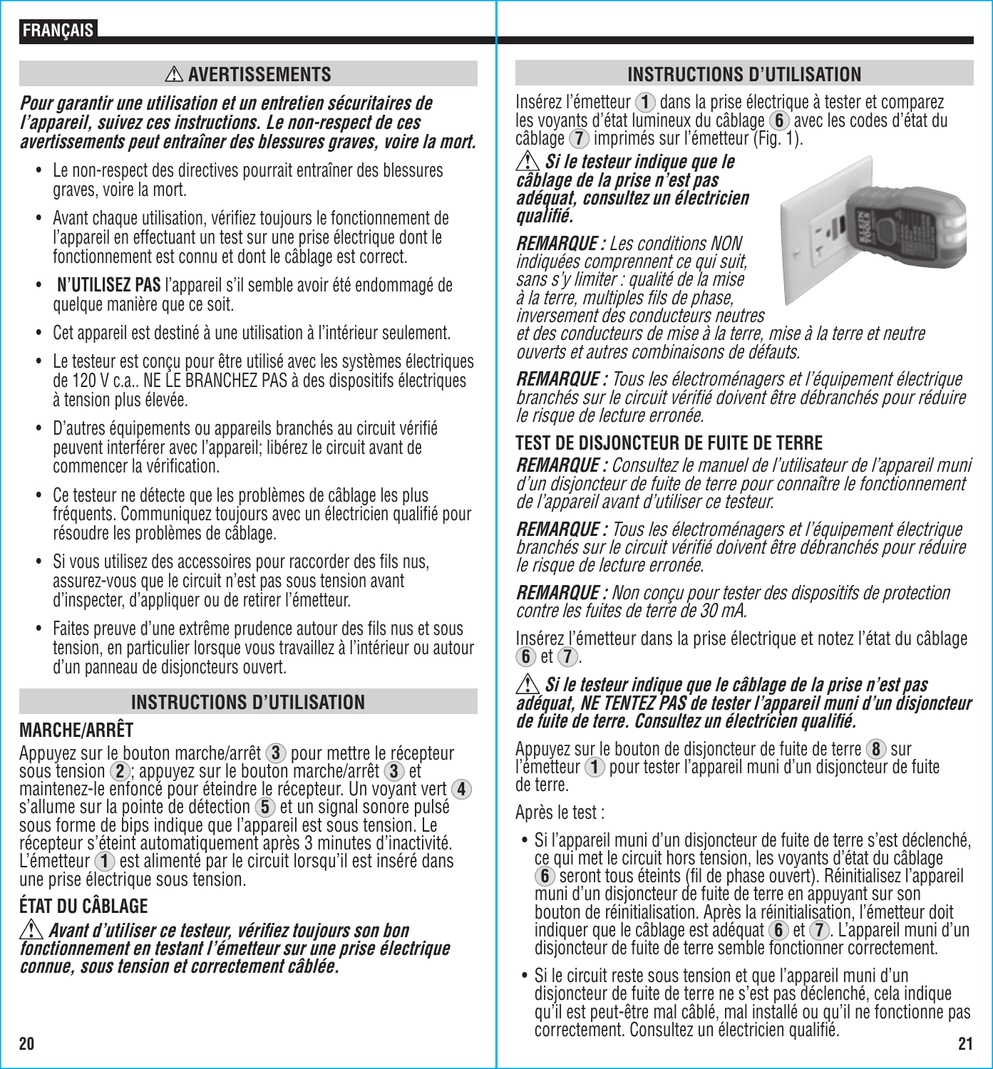## ⚠ AVERTISSEMENTS

***Pour garantir une utilisation et un entretien sécuritaires de l'appareil, suivez ces instructions. Le non-respect de ces avertissements peut entraîner des blessures graves, voire la mort.***

- Le non-respect des directives pourrait entraîner des blessures graves, voire la mort.
- Avant chaque utilisation, vérifiez toujours le fonctionnement de l'appareil en effectuant un test sur une prise électrique dont le fonctionnement est connu et dont le câblage est correct.
- **N'UTILISEZ PAS** l'appareil s'il semble avoir été endommagé de quelque manière que ce soit.
- Cet appareil est destiné à une utilisation à l'intérieur seulement.
- Le testeur est conçu pour être utilisé avec les systèmes électriques de 120 V c.a.. NE LE BRANCHEZ PAS à des dispositifs électriques à tension plus élevée.
- D'autres équipements ou appareils branchés au circuit vérifié peuvent interférer avec l'appareil; libérez le circuit avant de commencer la vérification.
- Ce testeur ne détecte que les problèmes de câblage les plus fréquents. Communiquez toujours avec un électricien qualifié pour résoudre les problèmes de câblage.
- Si vous utilisez des accessoires pour raccorder des fils nus, assurez-vous que le circuit n'est pas sous tension avant d'inspecter, d'appliquer ou de retirer l'émetteur.
- Faites preuve d'une extrême prudence autour des fils nus et sous tension, en particulier lorsque vous travaillez à l'intérieur ou autour d'un panneau de disjoncteurs ouvert.

## INSTRUCTIONS D'UTILISATION

### MARCHE/ARRÊT

Appuyez sur le bouton marche/arrêt (3) pour mettre le récepteur sous tension (2); appuyez sur le bouton marche/arrêt (3) et maintenez-le enfoncé pour éteindre le récepteur. Un voyant vert (4) s'allume sur la pointe de détection (5) et un signal sonore pulsé sous forme de bips indique que l'appareil est sous tension. Le récepteur s'éteint automatiquement après 3 minutes d'inactivité. L'émetteur (1) est alimenté par le circuit lorsqu'il est inséré dans une prise électrique sous tension.

### ÉTAT DU CÂBLAGE

⚠ ***Avant d'utiliser ce testeur, vérifiez toujours son bon fonctionnement en testant l'émetteur sur une prise électrique connue, sous tension et correctement câblée.***

## INSTRUCTIONS D'UTILISATION

Insérez l'émetteur (1) dans la prise électrique à tester et comparez les voyants d'état lumineux du câblage (6) avec les codes d'état du câblage (7) imprimés sur l'émetteur (Fig. 1).

⚠ ***Si le testeur indique que le câblage de la prise n'est pas adéquat, consultez un électricien qualifié.***

***REMARQUE :*** *Les conditions NON indiquées comprennent ce qui suit, sans s'y limiter : qualité de la mise à la terre, multiples fils de phase, inversement des conducteurs neutres et des conducteurs de mise à la terre, mise à la terre et neutre ouverts et autres combinaisons de défauts.*

***REMARQUE :*** *Tous les électroménagers et l'équipement électrique branchés sur le circuit vérifié doivent être débranchés pour réduire le risque de lecture erronée.*

### TEST DE DISJONCTEUR DE FUITE DE TERRE

***REMARQUE :*** *Consultez le manuel de l'utilisateur de l'appareil muni d'un disjoncteur de fuite de terre pour connaître le fonctionnement de l'appareil avant d'utiliser ce testeur.*

***REMARQUE :*** *Tous les électroménagers et l'équipement électrique branchés sur le circuit vérifié doivent être débranchés pour réduire le risque de lecture erronée.*

***REMARQUE :*** *Non conçu pour tester des dispositifs de protection contre les fuites de terre de 30 mA.*

Insérez l'émetteur dans la prise électrique et notez l'état du câblage (6) et (7).

⚠ ***Si le testeur indique que le câblage de la prise n'est pas adéquat, NE TENTEZ PAS de tester l'appareil muni d'un disjoncteur de fuite de terre. Consultez un électricien qualifié.***

Appuyez sur le bouton de disjoncteur de fuite de terre (8) sur l'émetteur (1) pour tester l'appareil muni d'un disjoncteur de fuite de terre.

Après le test :

- Si l'appareil muni d'un disjoncteur de fuite de terre s'est déclenché, ce qui met le circuit hors tension, les voyants d'état du câblage (6) seront tous éteints (fil de phase ouvert). Réinitialisez l'appareil muni d'un disjoncteur de fuite de terre en appuyant sur son bouton de réinitialisation. Après la réinitialisation, l'émetteur doit indiquer que le câblage est adéquat (6) et (7). L'appareil muni d'un disjoncteur de fuite de terre semble fonctionner correctement.
- Si le circuit reste sous tension et que l'appareil muni d'un disjoncteur de fuite de terre ne s'est pas déclenché, cela indique qu'il est peut-être mal câblé, mal installé ou qu'il ne fonctionne pas correctement. Consultez un électricien qualifié.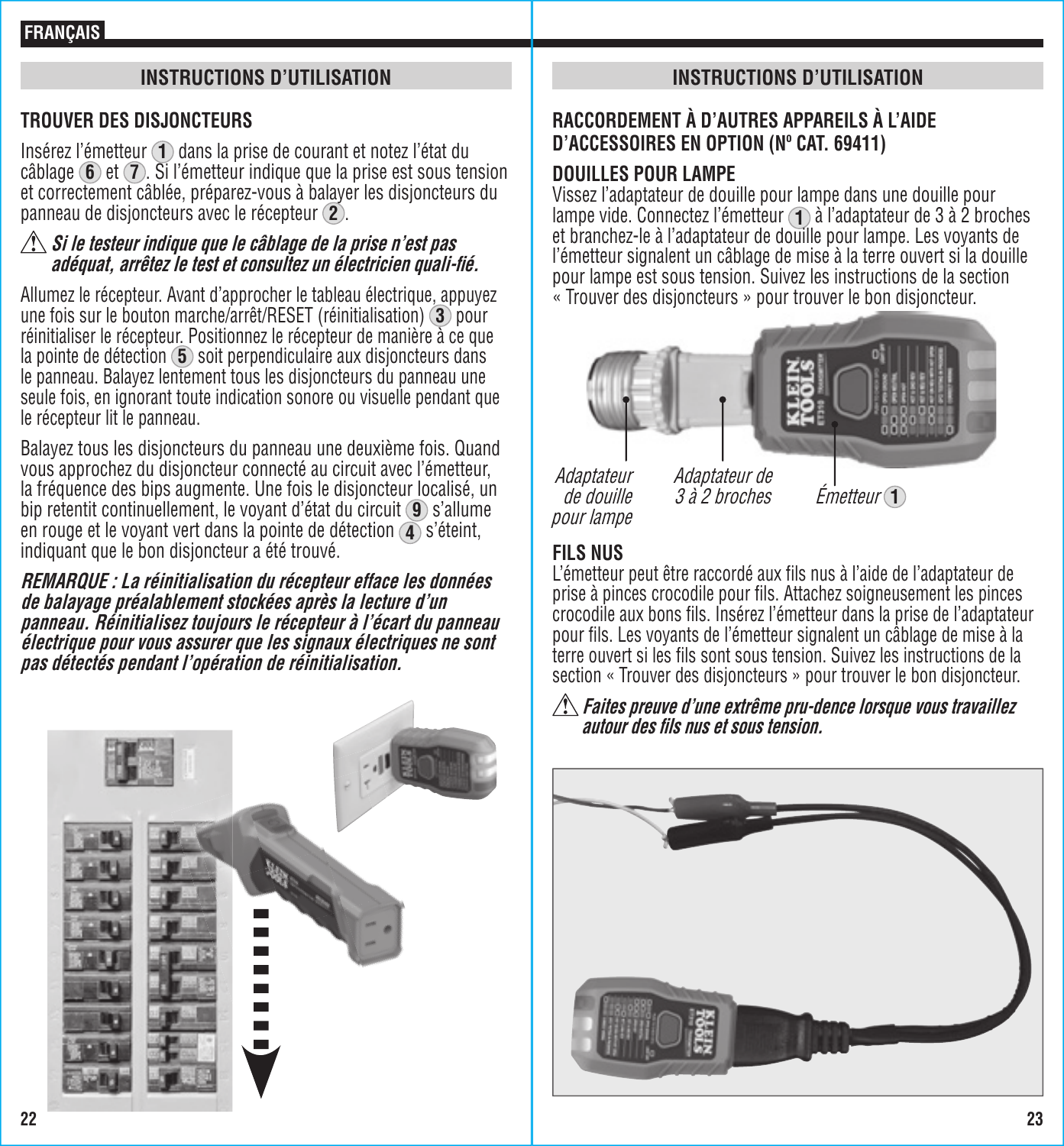## INSTRUCTIONS D'UTILISATION

### TROUVER DES DISJONCTEURS

Insérez l'émetteur (1) dans la prise de courant et notez l'état du câblage (6) et (7). Si l'émetteur indique que la prise est sous tension et correctement câblée, préparez-vous à balayer les disjoncteurs du panneau de disjoncteurs avec le récepteur (2).

⚠ ***Si le testeur indique que le câblage de la prise n'est pas adéquat, arrêtez le test et consultez un électricien quali-fié.***

Allumez le récepteur. Avant d'approcher le tableau électrique, appuyez une fois sur le bouton marche/arrêt/RESET (réinitialisation) (3) pour réinitialiser le récepteur. Positionnez le récepteur de manière à ce que la pointe de détection (5) soit perpendiculaire aux disjoncteurs dans le panneau. Balayez lentement tous les disjoncteurs du panneau une seule fois, en ignorant toute indication sonore ou visuelle pendant que le récepteur lit le panneau.

Balayez tous les disjoncteurs du panneau une deuxième fois. Quand vous approchez du disjoncteur connecté au circuit avec l'émetteur, la fréquence des bips augmente. Une fois le disjoncteur localisé, un bip retentit continuellement, le voyant d'état du circuit (9) s'allume en rouge et le voyant vert dans la pointe de détection (4) s'éteint, indiquant que le bon disjoncteur a été trouvé.

***REMARQUE : La réinitialisation du récepteur efface les données de balayage préalablement stockées après la lecture d'un panneau. Réinitialisez toujours le récepteur à l'écart du panneau électrique pour vous assurer que les signaux électriques ne sont pas détectés pendant l'opération de réinitialisation.***

## INSTRUCTIONS D'UTILISATION

### RACCORDEMENT À D'AUTRES APPAREILS À L'AIDE D'ACCESSOIRES EN OPTION (Nº CAT. 69411)

### DOUILLES POUR LAMPE

Vissez l'adaptateur de douille pour lampe dans une douille pour lampe vide. Connectez l'émetteur (1) à l'adaptateur de 3 à 2 broches et branchez-le à l'adaptateur de douille pour lampe. Les voyants de l'émetteur signalent un câblage de mise à la terre ouvert si la douille pour lampe est sous tension. Suivez les instructions de la section « Trouver des disjoncteurs » pour trouver le bon disjoncteur.

*Adaptateur de douille pour lampe* — *Adaptateur de 3 à 2 broches* — *Émetteur* (1)

### FILS NUS

L'émetteur peut être raccordé aux fils nus à l'aide de l'adaptateur de prise à pinces crocodile pour fils. Attachez soigneusement les pinces crocodile aux bons fils. Insérez l'émetteur dans la prise de l'adaptateur pour fils. Les voyants de l'émetteur signalent un câblage de mise à la terre ouvert si les fils sont sous tension. Suivez les instructions de la section « Trouver des disjoncteurs » pour trouver le bon disjoncteur.

⚠ ***Faites preuve d'une extrême pru-dence lorsque vous travaillez autour des fils nus et sous tension.***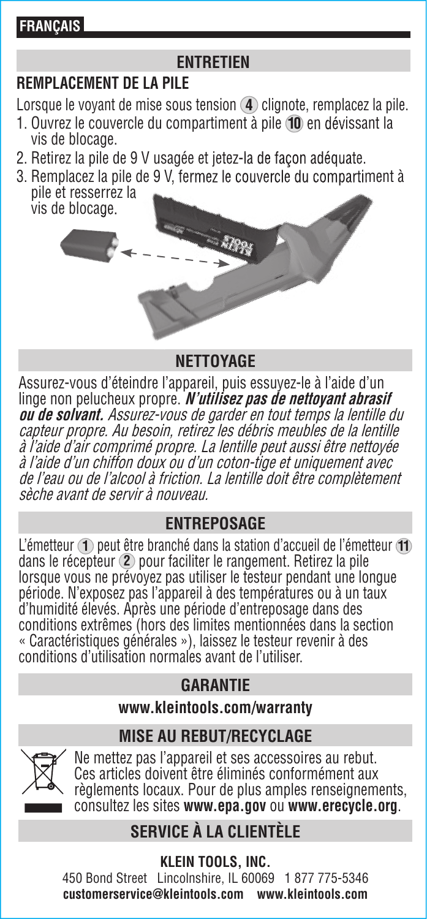## FRANÇAIS

### ENTRETIEN

#### REMPLACEMENT DE LA PILE

Lorsque le voyant de mise sous tension (4) clignote, remplacez la pile.

1. Ouvrez le couvercle du compartiment à pile (10) en dévissant la vis de blocage.
2. Retirez la pile de 9 V usagée et jetez-la de façon adéquate.
3. Remplacez la pile de 9 V, fermez le couvercle du compartiment à pile et resserrez la vis de blocage.

### NETTOYAGE

Assurez-vous d'éteindre l'appareil, puis essuyez-le à l'aide d'un linge non pelucheux propre. ***N'utilisez pas de nettoyant abrasif ou de solvant.*** *Assurez-vous de garder en tout temps la lentille du capteur propre. Au besoin, retirez les débris meubles de la lentille à l'aide d'air comprimé propre. La lentille peut aussi être nettoyée à l'aide d'un chiffon doux ou d'un coton-tige et uniquement avec de l'eau ou de l'alcool à friction. La lentille doit être complètement sèche avant de servir à nouveau.*

### ENTREPOSAGE

L'émetteur (1) peut être branché dans la station d'accueil de l'émetteur (11) dans le récepteur (2) pour faciliter le rangement. Retirez la pile lorsque vous ne prévoyez pas utiliser le testeur pendant une longue période. N'exposez pas l'appareil à des températures ou à un taux d'humidité élevés. Après une période d'entreposage dans des conditions extrêmes (hors des limites mentionnées dans la section « Caractéristiques générales »), laissez le testeur revenir à des conditions d'utilisation normales avant de l'utiliser.

### GARANTIE

**www.kleintools.com/warranty**

### MISE AU REBUT/RECYCLAGE

Ne mettez pas l'appareil et ses accessoires au rebut. Ces articles doivent être éliminés conformément aux règlements locaux. Pour de plus amples renseignements, consultez les sites **www.epa.gov** ou **www.erecycle.org**.

### SERVICE À LA CLIENTÈLE

**KLEIN TOOLS, INC.**

450 Bond Street Lincolnshire, IL 60069 1 877 775-5346

**customerservice@kleintools.com www.kleintools.com**